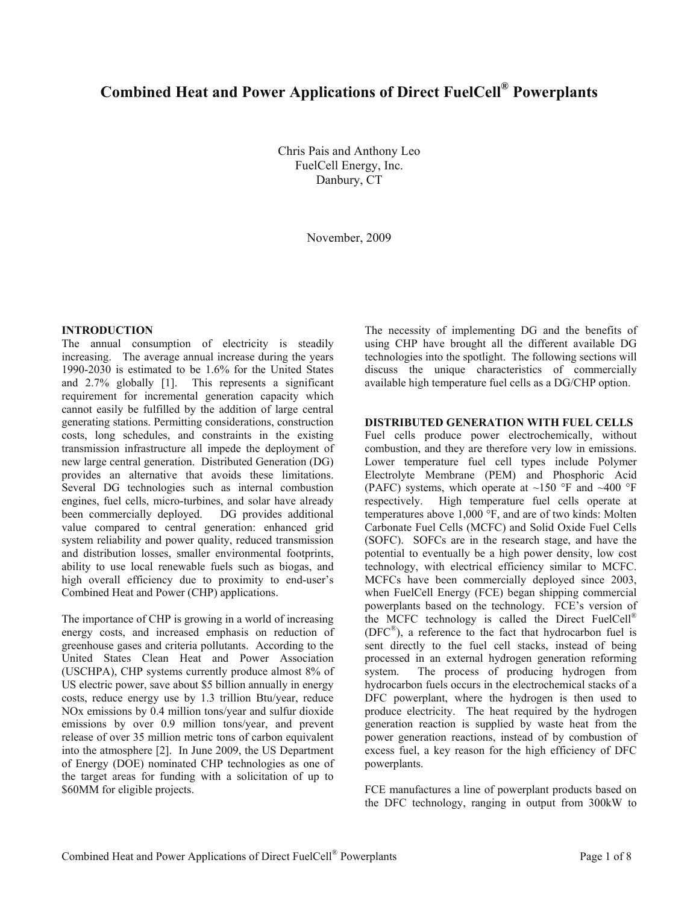# Combined Heat and Power Applications of Direct FuelCell® Powerplants

Chris Pais and Anthony Leo  
FuelCell Energy, Inc.  
Danbury, CT

November, 2009

## INTRODUCTION

The annual consumption of electricity is steadily increasing. The average annual increase during the years 1990-2030 is estimated to be 1.6% for the United States and 2.7% globally [1]. This represents a significant requirement for incremental generation capacity which cannot easily be fulfilled by the addition of large central generating stations. Permitting considerations, construction costs, long schedules, and constraints in the existing transmission infrastructure all impede the deployment of new large central generation. Distributed Generation (DG) provides an alternative that avoids these limitations. Several DG technologies such as internal combustion engines, fuel cells, micro-turbines, and solar have already been commercially deployed. DG provides additional value compared to central generation: enhanced grid system reliability and power quality, reduced transmission and distribution losses, smaller environmental footprints, ability to use local renewable fuels such as biogas, and high overall efficiency due to proximity to end-user's Combined Heat and Power (CHP) applications.

The importance of CHP is growing in a world of increasing energy costs, and increased emphasis on reduction of greenhouse gases and criteria pollutants. According to the United States Clean Heat and Power Association (USCHPA), CHP systems currently produce almost 8% of US electric power, save about $5 billion annually in energy costs, reduce energy use by 1.3 trillion Btu/year, reduce NOx emissions by 0.4 million tons/year and sulfur dioxide emissions by over 0.9 million tons/year, and prevent release of over 35 million metric tons of carbon equivalent into the atmosphere [2]. In June 2009, the US Department of Energy (DOE) nominated CHP technologies as one of the target areas for funding with a solicitation of up to $60MM for eligible projects.

The necessity of implementing DG and the benefits of using CHP have brought all the different available DG technologies into the spotlight. The following sections will discuss the unique characteristics of commercially available high temperature fuel cells as a DG/CHP option.

## DISTRIBUTED GENERATION WITH FUEL CELLS

Fuel cells produce power electrochemically, without combustion, and they are therefore very low in emissions. Lower temperature fuel cell types include Polymer Electrolyte Membrane (PEM) and Phosphoric Acid (PAFC) systems, which operate at ~150 °F and ~400 °F respectively. High temperature fuel cells operate at temperatures above 1,000 °F, and are of two kinds: Molten Carbonate Fuel Cells (MCFC) and Solid Oxide Fuel Cells (SOFC). SOFCs are in the research stage, and have the potential to eventually be a high power density, low cost technology, with electrical efficiency similar to MCFC. MCFCs have been commercially deployed since 2003, when FuelCell Energy (FCE) began shipping commercial powerplants based on the technology. FCE's version of the MCFC technology is called the Direct FuelCell® (DFC®), a reference to the fact that hydrocarbon fuel is sent directly to the fuel cell stacks, instead of being processed in an external hydrogen generation reforming system. The process of producing hydrogen from hydrocarbon fuels occurs in the electrochemical stacks of a DFC powerplant, where the hydrogen is then used to produce electricity. The heat required by the hydrogen generation reaction is supplied by waste heat from the power generation reactions, instead of by combustion of excess fuel, a key reason for the high efficiency of DFC powerplants.

FCE manufactures a line of powerplant products based on the DFC technology, ranging in output from 300kW to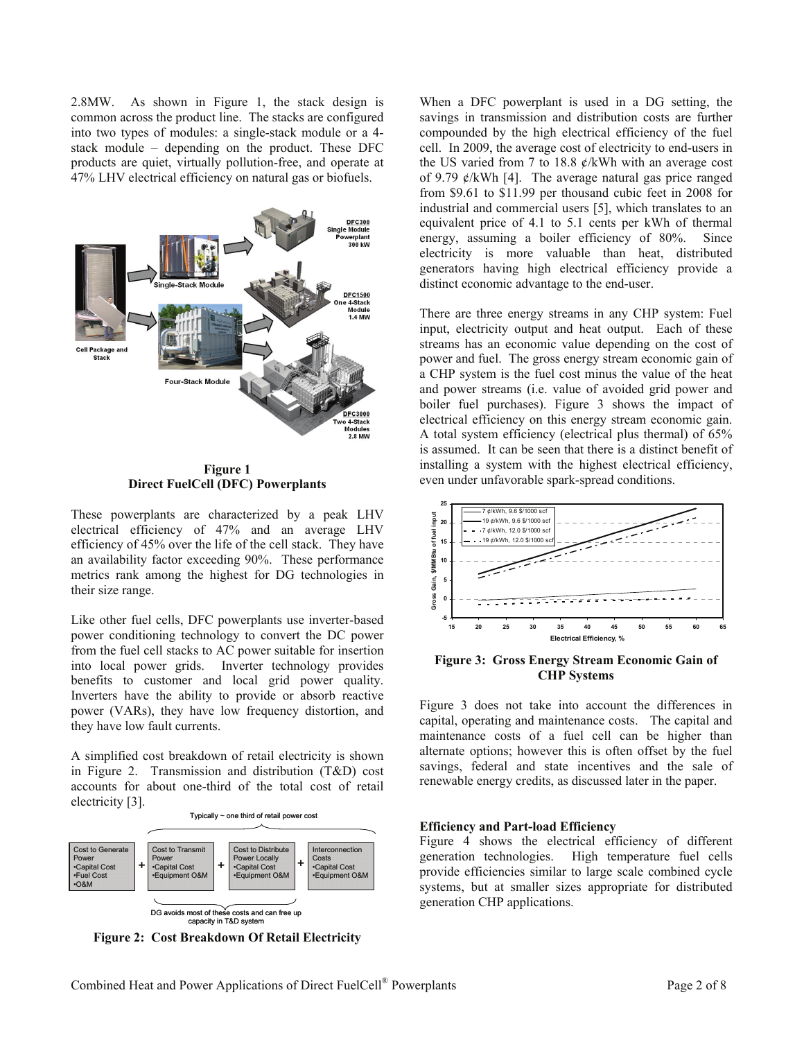2.8MW. As shown in Figure 1, the stack design is common across the product line. The stacks are configured into two types of modules: a single-stack module or a 4-stack module – depending on the product. These DFC products are quiet, virtually pollution-free, and operate at 47% LHV electrical efficiency on natural gas or biofuels.

**Figure 1**
**Direct FuelCell (DFC) Powerplants**

These powerplants are characterized by a peak LHV electrical efficiency of 47% and an average LHV efficiency of 45% over the life of the cell stack. They have an availability factor exceeding 90%. These performance metrics rank among the highest for DG technologies in their size range.

Like other fuel cells, DFC powerplants use inverter-based power conditioning technology to convert the DC power from the fuel cell stacks to AC power suitable for insertion into local power grids. Inverter technology provides benefits to customer and local grid power quality. Inverters have the ability to provide or absorb reactive power (VARs), they have low frequency distortion, and they have low fault currents.

A simplified cost breakdown of retail electricity is shown in Figure 2. Transmission and distribution (T&D) cost accounts for about one-third of the total cost of retail electricity [3].

**Figure 2: Cost Breakdown Of Retail Electricity**

When a DFC powerplant is used in a DG setting, the savings in transmission and distribution costs are further compounded by the high electrical efficiency of the fuel cell. In 2009, the average cost of electricity to end-users in the US varied from 7 to 18.8 ¢/kWh with an average cost of 9.79 ¢/kWh [4]. The average natural gas price ranged from \$9.61 to \$11.99 per thousand cubic feet in 2008 for industrial and commercial users [5], which translates to an equivalent price of 4.1 to 5.1 cents per kWh of thermal energy, assuming a boiler efficiency of 80%. Since electricity is more valuable than heat, distributed generators having high electrical efficiency provide a distinct economic advantage to the end-user.

There are three energy streams in any CHP system: Fuel input, electricity output and heat output. Each of these streams has an economic value depending on the cost of power and fuel. The gross energy stream economic gain of a CHP system is the fuel cost minus the value of the heat and power streams (i.e. value of avoided grid power and boiler fuel purchases). Figure 3 shows the impact of electrical efficiency on this energy stream economic gain. A total system efficiency (electrical plus thermal) of 65% is assumed. It can be seen that there is a distinct benefit of installing a system with the highest electrical efficiency, even under unfavorable spark-spread conditions.

**Figure 3: Gross Energy Stream Economic Gain of CHP Systems**

Figure 3 does not take into account the differences in capital, operating and maintenance costs. The capital and maintenance costs of a fuel cell can be higher than alternate options; however this is often offset by the fuel savings, federal and state incentives and the sale of renewable energy credits, as discussed later in the paper.

### Efficiency and Part-load Efficiency

Figure 4 shows the electrical efficiency of different generation technologies. High temperature fuel cells provide efficiencies similar to large scale combined cycle systems, but at smaller sizes appropriate for distributed generation CHP applications.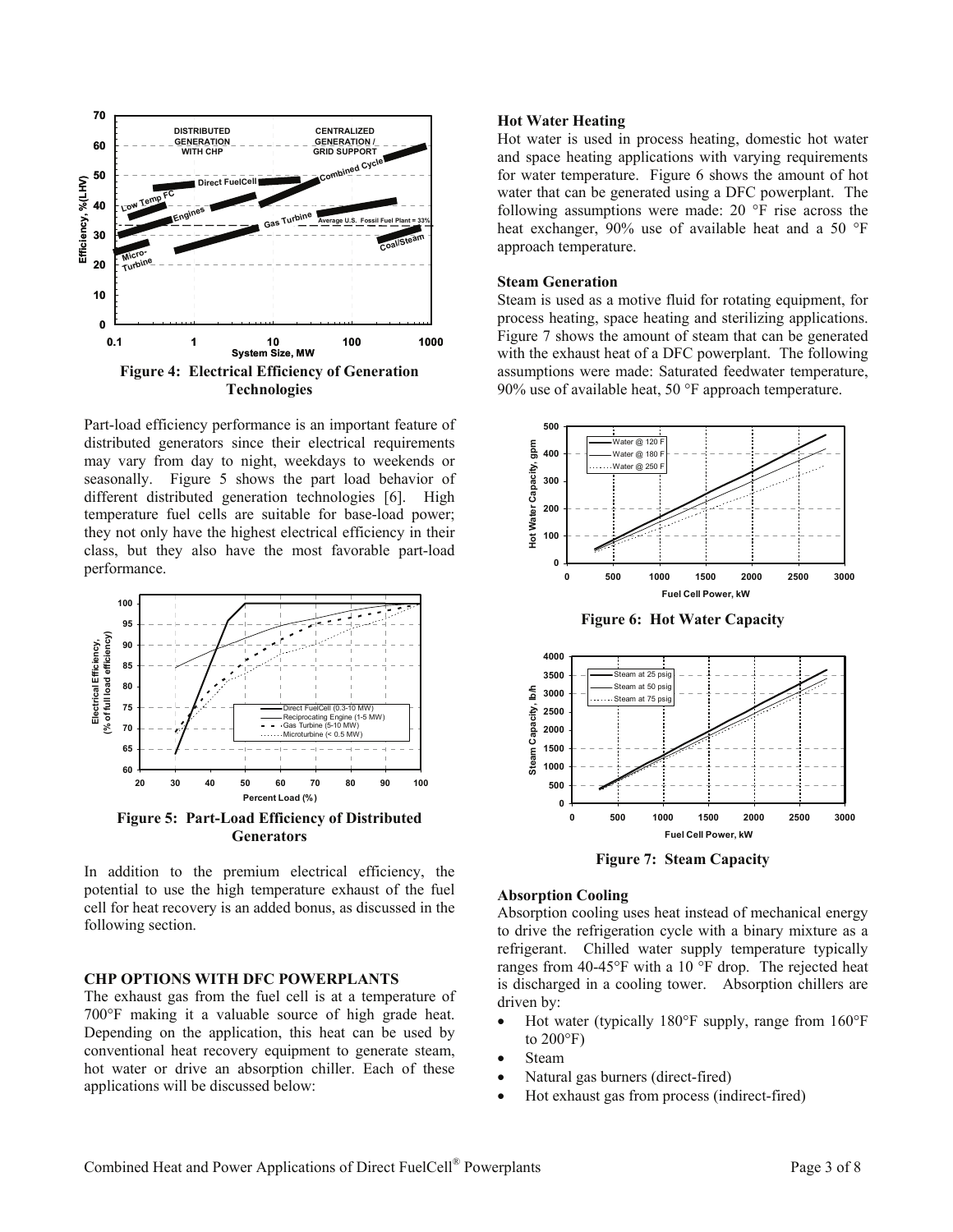Figure 4: Electrical Efficiency of Generation Technologies

Part-load efficiency performance is an important feature of distributed generators since their electrical requirements may vary from day to night, weekdays to weekends or seasonally. Figure 5 shows the part load behavior of different distributed generation technologies [6]. High temperature fuel cells are suitable for base-load power; they not only have the highest electrical efficiency in their class, but they also have the most favorable part-load performance.

Figure 5: Part-Load Efficiency of Distributed Generators

In addition to the premium electrical efficiency, the potential to use the high temperature exhaust of the fuel cell for heat recovery is an added bonus, as discussed in the following section.

## CHP OPTIONS WITH DFC POWERPLANTS

The exhaust gas from the fuel cell is at a temperature of 700°F making it a valuable source of high grade heat. Depending on the application, this heat can be used by conventional heat recovery equipment to generate steam, hot water or drive an absorption chiller. Each of these applications will be discussed below:

### Hot Water Heating

Hot water is used in process heating, domestic hot water and space heating applications with varying requirements for water temperature. Figure 6 shows the amount of hot water that can be generated using a DFC powerplant. The following assumptions were made: 20 °F rise across the heat exchanger, 90% use of available heat and a 50 °F approach temperature.

### Steam Generation

Steam is used as a motive fluid for rotating equipment, for process heating, space heating and sterilizing applications. Figure 7 shows the amount of steam that can be generated with the exhaust heat of a DFC powerplant. The following assumptions were made: Saturated feedwater temperature, 90% use of available heat, 50 °F approach temperature.

Figure 6: Hot Water Capacity

Figure 7: Steam Capacity

### Absorption Cooling

Absorption cooling uses heat instead of mechanical energy to drive the refrigeration cycle with a binary mixture as a refrigerant. Chilled water supply temperature typically ranges from 40-45°F with a 10 °F drop. The rejected heat is discharged in a cooling tower. Absorption chillers are driven by:

- Hot water (typically 180°F supply, range from 160°F to 200°F)
- Steam
- Natural gas burners (direct-fired)
- Hot exhaust gas from process (indirect-fired)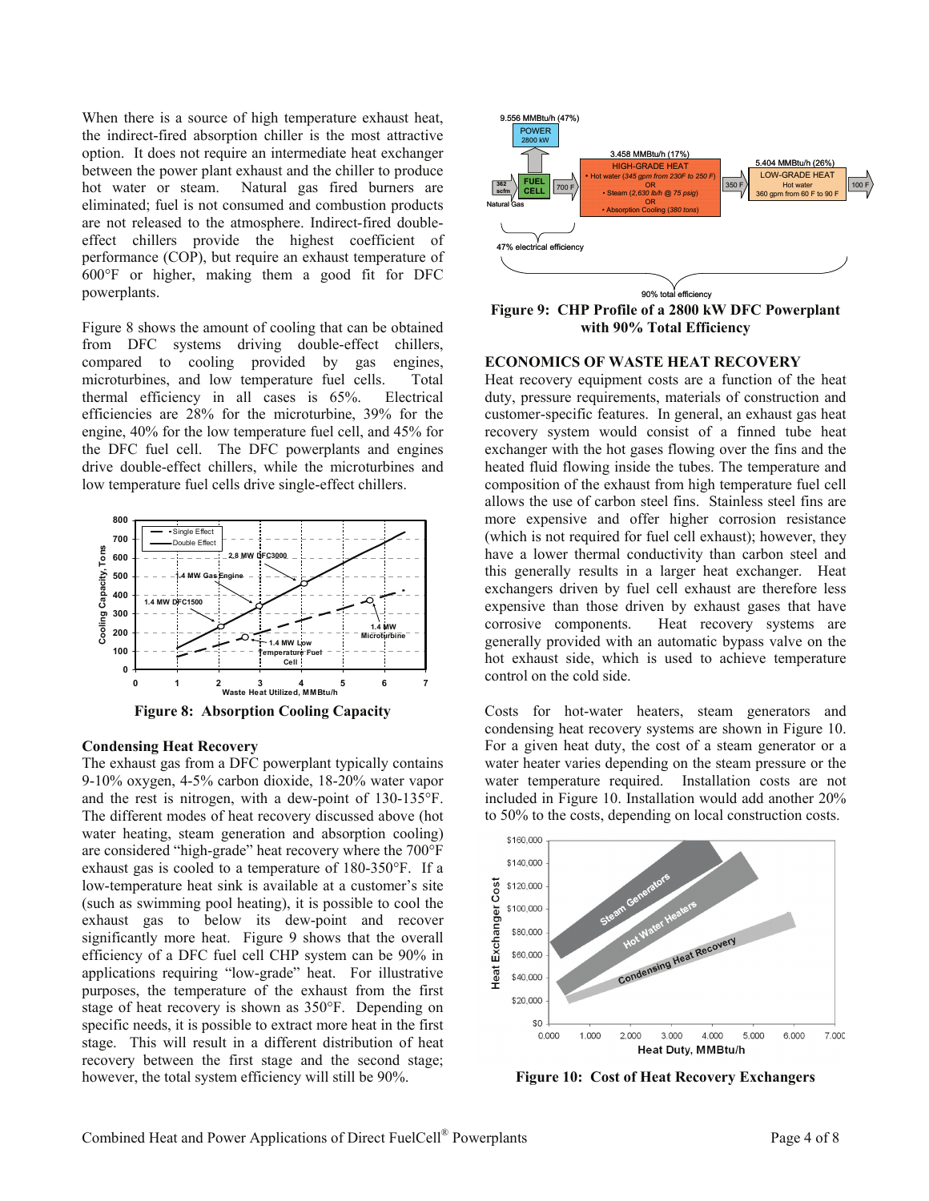When there is a source of high temperature exhaust heat, the indirect-fired absorption chiller is the most attractive option. It does not require an intermediate heat exchanger between the power plant exhaust and the chiller to produce hot water or steam. Natural gas fired burners are eliminated; fuel is not consumed and combustion products are not released to the atmosphere. Indirect-fired double-effect chillers provide the highest coefficient of performance (COP), but require an exhaust temperature of 600°F or higher, making them a good fit for DFC powerplants.

Figure 8 shows the amount of cooling that can be obtained from DFC systems driving double-effect chillers, compared to cooling provided by gas engines, microturbines, and low temperature fuel cells. Total thermal efficiency in all cases is 65%. Electrical efficiencies are 28% for the microturbine, 39% for the engine, 40% for the low temperature fuel cell, and 45% for the DFC fuel cell. The DFC powerplants and engines drive double-effect chillers, while the microturbines and low temperature fuel cells drive single-effect chillers.

**Figure 8: Absorption Cooling Capacity**

### Condensing Heat Recovery

The exhaust gas from a DFC powerplant typically contains 9-10% oxygen, 4-5% carbon dioxide, 18-20% water vapor and the rest is nitrogen, with a dew-point of 130-135°F. The different modes of heat recovery discussed above (hot water heating, steam generation and absorption cooling) are considered "high-grade" heat recovery where the 700°F exhaust gas is cooled to a temperature of 180-350°F. If a low-temperature heat sink is available at a customer's site (such as swimming pool heating), it is possible to cool the exhaust gas to below its dew-point and recover significantly more heat. Figure 9 shows that the overall efficiency of a DFC fuel cell CHP system can be 90% in applications requiring "low-grade" heat. For illustrative purposes, the temperature of the exhaust from the first stage of heat recovery is shown as 350°F. Depending on specific needs, it is possible to extract more heat in the first stage. This will result in a different distribution of heat recovery between the first stage and the second stage; however, the total system efficiency will still be 90%.

**Figure 9: CHP Profile of a 2800 kW DFC Powerplant with 90% Total Efficiency**

### ECONOMICS OF WASTE HEAT RECOVERY

Heat recovery equipment costs are a function of the heat duty, pressure requirements, materials of construction and customer-specific features. In general, an exhaust gas heat recovery system would consist of a finned tube heat exchanger with the hot gases flowing over the fins and the heated fluid flowing inside the tubes. The temperature and composition of the exhaust from high temperature fuel cell allows the use of carbon steel fins. Stainless steel fins are more expensive and offer higher corrosion resistance (which is not required for fuel cell exhaust); however, they have a lower thermal conductivity than carbon steel and this generally results in a larger heat exchanger. Heat exchangers driven by fuel cell exhaust are therefore less expensive than those driven by exhaust gases that have corrosive components. Heat recovery systems are generally provided with an automatic bypass valve on the hot exhaust side, which is used to achieve temperature control on the cold side.

Costs for hot-water heaters, steam generators and condensing heat recovery systems are shown in Figure 10. For a given heat duty, the cost of a steam generator or a water heater varies depending on the steam pressure or the water temperature required. Installation costs are not included in Figure 10. Installation would add another 20% to 50% to the costs, depending on local construction costs.

**Figure 10: Cost of Heat Recovery Exchangers**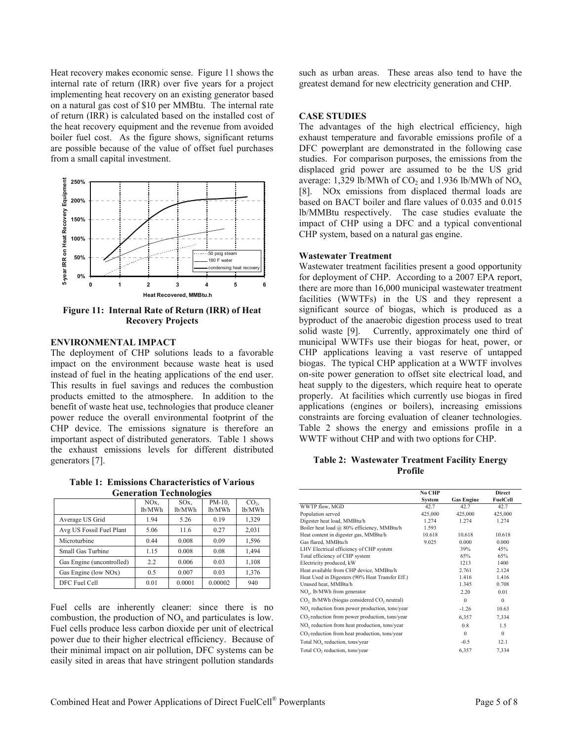Heat recovery makes economic sense. Figure 11 shows the internal rate of return (IRR) over five years for a project implementing heat recovery on an existing generator based on a natural gas cost of $10 per MMBtu. The internal rate of return (IRR) is calculated based on the installed cost of the heat recovery equipment and the revenue from avoided boiler fuel cost. As the figure shows, significant returns are possible because of the value of offset fuel purchases from a small capital investment.

**Figure 11: Internal Rate of Return (IRR) of Heat Recovery Projects**

## ENVIRONMENTAL IMPACT

The deployment of CHP solutions leads to a favorable impact on the environment because waste heat is used instead of fuel in the heating applications of the end user. This results in fuel savings and reduces the combustion products emitted to the atmosphere. In addition to the benefit of waste heat use, technologies that produce cleaner power reduce the overall environmental footprint of the CHP device. The emissions signature is therefore an important aspect of distributed generators. Table 1 shows the exhaust emissions levels for different distributed generators [7].

**Table 1: Emissions Characteristics of Various Generation Technologies**

| | NOx, lb/MWh | SOx, lb/MWh | PM-10, lb/MWh | $CO_2$, lb/MWh |
|---|---|---|---|---|
| Average US Grid | 1.94 | 5.26 | 0.19 | 1,329 |
| Avg US Fossil Fuel Plant | 5.06 | 11.6 | 0.27 | 2,031 |
| Microturbine | 0.44 | 0.008 | 0.09 | 1,596 |
| Small Gas Turbine | 1.15 | 0.008 | 0.08 | 1,494 |
| Gas Engine (uncontrolled) | 2.2 | 0.006 | 0.03 | 1,108 |
| Gas Engine (low NOx) | 0.5 | 0.007 | 0.03 | 1,376 |
| DFC Fuel Cell | 0.01 | 0.0001 | 0.00002 | 940 |

Fuel cells are inherently cleaner: since there is no combustion, the production of $NO_x$ and particulates is low. Fuel cells produce less carbon dioxide per unit of electrical power due to their higher electrical efficiency. Because of their minimal impact on air pollution, DFC systems can be easily sited in areas that have stringent pollution standards such as urban areas. These areas also tend to have the greatest demand for new electricity generation and CHP.

## CASE STUDIES

The advantages of the high electrical efficiency, high exhaust temperature and favorable emissions profile of a DFC powerplant are demonstrated in the following case studies. For comparison purposes, the emissions from the displaced grid power are assumed to be the US grid average: 1,329 lb/MWh of $CO_2$ and 1.936 lb/MWh of $NO_x$ [8]. NOx emissions from displaced thermal loads are based on BACT boiler and flare values of 0.035 and 0.015 lb/MMBtu respectively. The case studies evaluate the impact of CHP using a DFC and a typical conventional CHP system, based on a natural gas engine.

### Wastewater Treatment

Wastewater treatment facilities present a good opportunity for deployment of CHP. According to a 2007 EPA report, there are more than 16,000 municipal wastewater treatment facilities (WWTFs) in the US and they represent a significant source of biogas, which is produced as a byproduct of the anaerobic digestion process used to treat solid waste [9]. Currently, approximately one third of municipal WWTFs use their biogas for heat, power, or CHP applications leaving a vast reserve of untapped biogas. The typical CHP application at a WWTF involves on-site power generation to offset site electrical load, and heat supply to the digesters, which require heat to operate properly. At facilities which currently use biogas in fired applications (engines or boilers), increasing emissions constraints are forcing evaluation of cleaner technologies. Table 2 shows the energy and emissions profile in a WWTF without CHP and with two options for CHP.

**Table 2: Wastewater Treatment Facility Energy Profile**

| | No CHP System | Gas Engine | Direct FuelCell |
|---|---|---|---|
| WWTP flow, MGD | 42.7 | 42.7 | 42.7 |
| Population served | 425,000 | 425,000 | 425,000 |
| Digester heat load, MMBtu/h | 1.274 | 1.274 | 1.274 |
| Boiler heat load @ 80% efficiency, MMBtu/h | 1.593 | | |
| Heat content in digester gas, MMBtu/h | 10.618 | 10.618 | 10.618 |
| Gas flared, MMBtu/h | 9.025 | 0.000 | 0.000 |
| LHV Electrical efficiency of CHP system | | 39% | 45% |
| Total efficiency of CHP system | | 65% | 65% |
| Electricity produced, kW | | 1213 | 1400 |
| Heat available from CHP device, MMBtu/h | | 2.761 | 2.124 |
| Heat Used in Digesters (90% Heat Transfer Eff.) | | 1.416 | 1.416 |
| Unused heat, MMBtu/h | | 1.345 | 0.708 |
| $NO_x$, lb/MWh from generator | | 2.20 | 0.01 |
| $CO_2$ lb/MWh (biogas considered $CO_2$ neutral) | | 0 | 0 |
| $NO_x$ reduction from power production, tons/year | | -1.26 | 10.63 |
| $CO_2$ reduction from power production, tons/year | | 6,357 | 7,334 |
| $NO_x$ reduction from heat production, tons/year | | 0.8 | 1.5 |
| $CO_2$ reduction from heat production, tons/year | | 0 | 0 |
| Total $NO_x$ reduction, tons/year | | -0.5 | 12.1 |
| Total $CO_2$ reduction, tons/year | | 6,357 | 7,334 |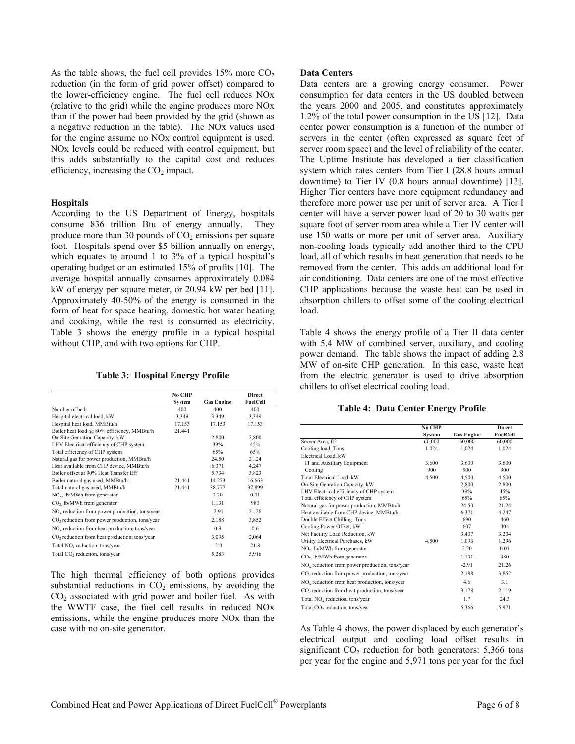As the table shows, the fuel cell provides 15% more $CO_2$ reduction (in the form of grid power offset) compared to the lower-efficiency engine. The fuel cell reduces NOx (relative to the grid) while the engine produces more NOx than if the power had been provided by the grid (shown as a negative reduction in the table). The NOx values used for the engine assume no NOx control equipment is used. NOx levels could be reduced with control equipment, but this adds substantially to the capital cost and reduces efficiency, increasing the $CO_2$ impact.

**Hospitals**

According to the US Department of Energy, hospitals consume 836 trillion Btu of energy annually. They produce more than 30 pounds of $CO_2$ emissions per square foot. Hospitals spend over \$5 billion annually on energy, which equates to around 1 to 3% of a typical hospital's operating budget or an estimated 15% of profits [10]. The average hospital annually consumes approximately 0.084 kW of energy per square meter, or 20.94 kW per bed [11]. Approximately 40-50% of the energy is consumed in the form of heat for space heating, domestic hot water heating and cooking, while the rest is consumed as electricity. Table 3 shows the energy profile in a typical hospital without CHP, and with two options for CHP.

**Table 3: Hospital Energy Profile**

| | No CHP System | Gas Engine | Direct FuelCell |
|---|---|---|---|
| Number of beds | 400 | 400 | 400 |
| Hospital electrical load, kW | 3,349 | 3,349 | 3,349 |
| Hospital heat load, MMBtu/h | 17.153 | 17.153 | 17.153 |
| Boiler heat load @ 80% efficiency, MMBtu/h | 21.441 | | |
| On-Site Genration Capacity, kW | | 2,800 | 2,800 |
| LHV Electrical efficiency of CHP system | | 39% | 45% |
| Total efficiency of CHP system | | 65% | 65% |
| Natural gas for power production, MMBtu/h | | 24.50 | 21.24 |
| Heat available from CHP device, MMBtu/h | | 6.371 | 4.247 |
| Boiler offset at 90% Heat Transfer Eff | | 5.734 | 3.823 |
| Boiler natural gas used, MMBtu/h | 21.441 | 14.273 | 16.663 |
| Total natural gas used, MMBtu/h | 21.441 | 38.777 | 37.899 |
| $NO_x$, lb/MWh from generator | | 2.20 | 0.01 |
| $CO_2$, lb/MWh from generator | | 1,131 | 980 |
| $NO_x$ reduction from power production, tons/year | | -2.91 | 21.26 |
| $CO_2$ reduction from power production, tons/year | | 2,188 | 3,852 |
| $NO_x$ reduction from heat production, tons/year | | 0.9 | 0.6 |
| $CO_2$ reduction from heat production, tons/year | | 3,095 | 2,064 |
| Total $NO_x$ reduction, tons/year | | -2.0 | 21.8 |
| Total $CO_2$ reduction, tons/year | | 5,283 | 5,916 |

The high thermal efficiency of both options provides substantial reductions in $CO_2$ emissions, by avoiding the $CO_2$ associated with grid power and boiler fuel. As with the WWTF case, the fuel cell results in reduced NOx emissions, while the engine produces more NOx than the case with no on-site generator.

**Data Centers**

Data centers are a growing energy consumer. Power consumption for data centers in the US doubled between the years 2000 and 2005, and constitutes approximately 1.2% of the total power consumption in the US [12]. Data center power consumption is a function of the number of servers in the center (often expressed as square feet of server room space) and the level of reliability of the center. The Uptime Institute has developed a tier classification system which rates centers from Tier I (28.8 hours annual downtime) to Tier IV (0.8 hours annual downtime) [13]. Higher Tier centers have more equipment redundancy and therefore more power use per unit of server area. A Tier I center will have a server power load of 20 to 30 watts per square foot of server room area while a Tier IV center will use 150 watts or more per unit of server area. Auxiliary non-cooling loads typically add another third to the CPU load, all of which results in heat generation that needs to be removed from the center. This adds an additional load for air conditioning. Data centers are one of the most effective CHP applications because the waste heat can be used in absorption chillers to offset some of the cooling electrical load.

Table 4 shows the energy profile of a Tier II data center with 5.4 MW of combined server, auxiliary, and cooling power demand. The table shows the impact of adding 2.8 MW of on-site CHP generation. In this case, waste heat from the electric generator is used to drive absorption chillers to offset electrical cooling load.

**Table 4: Data Center Energy Profile**

| | No CHP System | Gas Engine | Direct FuelCell |
|---|---|---|---|
| Server Area, ft2 | 60,000 | 60,000 | 60,000 |
| Cooling load, Tons | 1,024 | 1,024 | 1,024 |
| Electrical Load, kW | | | |
| IT and Auxiliary Equipment | 3,600 | 3,600 | 3,600 |
| Cooling | 900 | 900 | 900 |
| Total Electrical Load, kW | 4,500 | 4,500 | 4,500 |
| On-Site Genration Capacity, kW | | 2,800 | 2,800 |
| LHV Electrical efficiency of CHP system | | 39% | 45% |
| Total efficiency of CHP system | | 65% | 65% |
| Natural gas for power production, MMBtu/h | | 24.50 | 21.24 |
| Heat available from CHP device, MMBtu/h | | 6.371 | 4.247 |
| Double Effect Chilling, Tons | | 690 | 460 |
| Cooling Power Offset, kW | | 607 | 404 |
| Net Facility Load Reduction, kW | | 3,407 | 3,204 |
| Utility Electrical Purchases, kW | 4,500 | 1,093 | 1,296 |
| $NO_x$, lb/MWh from generator | | 2.20 | 0.01 |
| $CO_2$, lb/MWh from generator | | 1,131 | 980 |
| $NO_x$ reduction from power production, tons/year | | -2.91 | 21.26 |
| $CO_2$ reduction from power production, tons/year | | 2,188 | 3,852 |
| $NO_x$ reduction from heat production, tons/year | | 4.6 | 3.1 |
| $CO_2$ reduction from heat production, tons/year | | 3,178 | 2,119 |
| Total $NO_x$ reduction, tons/year | | 1.7 | 24.3 |
| Total $CO_2$ reduction, tons/year | | 5,366 | 5,971 |

As Table 4 shows, the power displaced by each generator's electrical output and cooling load offset results in significant $CO_2$ reduction for both generators: 5,366 tons per year for the engine and 5,971 tons per year for the fuel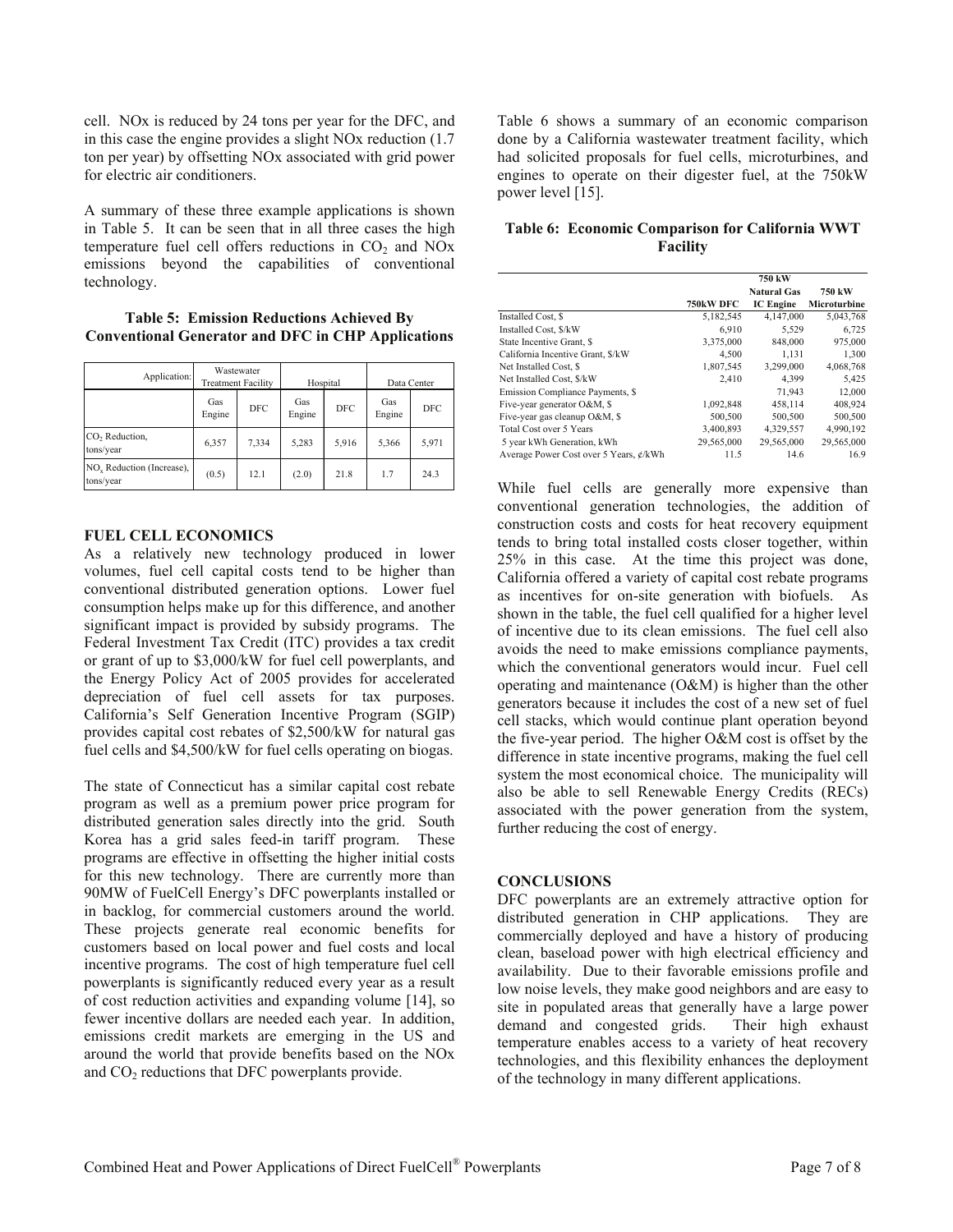cell. NOx is reduced by 24 tons per year for the DFC, and in this case the engine provides a slight NOx reduction (1.7 ton per year) by offsetting NOx associated with grid power for electric air conditioners.

A summary of these three example applications is shown in Table 5. It can be seen that in all three cases the high temperature fuel cell offers reductions in $CO_2$ and NOx emissions beyond the capabilities of conventional technology.

**Table 5: Emission Reductions Achieved By Conventional Generator and DFC in CHP Applications**

| Application: | Wastewater Treatment Facility | | Hospital | | Data Center | |
|---|---|---|---|---|---|---|
| | Gas Engine | DFC | Gas Engine | DFC | Gas Engine | DFC |
| $CO_2$ Reduction, tons/year | 6,357 | 7,334 | 5,283 | 5,916 | 5,366 | 5,971 |
| $NO_x$ Reduction (Increase), tons/year | (0.5) | 12.1 | (2.0) | 21.8 | 1.7 | 24.3 |

## FUEL CELL ECONOMICS

As a relatively new technology produced in lower volumes, fuel cell capital costs tend to be higher than conventional distributed generation options. Lower fuel consumption helps make up for this difference, and another significant impact is provided by subsidy programs. The Federal Investment Tax Credit (ITC) provides a tax credit or grant of up to $3,000/kW for fuel cell powerplants, and the Energy Policy Act of 2005 provides for accelerated depreciation of fuel cell assets for tax purposes. California's Self Generation Incentive Program (SGIP) provides capital cost rebates of $2,500/kW for natural gas fuel cells and $4,500/kW for fuel cells operating on biogas.

The state of Connecticut has a similar capital cost rebate program as well as a premium power price program for distributed generation sales directly into the grid. South Korea has a grid sales feed-in tariff program. These programs are effective in offsetting the higher initial costs for this new technology. There are currently more than 90MW of FuelCell Energy's DFC powerplants installed or in backlog, for commercial customers around the world. These projects generate real economic benefits for customers based on local power and fuel costs and local incentive programs. The cost of high temperature fuel cell powerplants is significantly reduced every year as a result of cost reduction activities and expanding volume [14], so fewer incentive dollars are needed each year. In addition, emissions credit markets are emerging in the US and around the world that provide benefits based on the NOx and $CO_2$ reductions that DFC powerplants provide.

Table 6 shows a summary of an economic comparison done by a California wastewater treatment facility, which had solicited proposals for fuel cells, microturbines, and engines to operate on their digester fuel, at the 750kW power level [15].

**Table 6: Economic Comparison for California WWT Facility**

| | 750kW DFC | 750 kW Natural Gas IC Engine | 750 kW Microturbine |
|---|---|---|---|
| Installed Cost, $ | 5,182,545 | 4,147,000 | 5,043,768 |
| Installed Cost, $/kW | 6,910 | 5,529 | 6,725 |
| State Incentive Grant, $ | 3,375,000 | 848,000 | 975,000 |
| California Incentive Grant, $/kW | 4,500 | 1,131 | 1,300 |
| Net Installed Cost, $ | 1,807,545 | 3,299,000 | 4,068,768 |
| Net Installed Cost, $/kW | 2,410 | 4,399 | 5,425 |
| Emission Compliance Payments, $ | | 71,943 | 12,000 |
| Five-year generator O&M, $ | 1,092,848 | 458,114 | 408,924 |
| Five-year gas cleanup O&M, $ | 500,500 | 500,500 | 500,500 |
| Total Cost over 5 Years | 3,400,893 | 4,329,557 | 4,990,192 |
| 5 year kWh Generation, kWh | 29,565,000 | 29,565,000 | 29,565,000 |
| Average Power Cost over 5 Years, ¢/kWh | 11.5 | 14.6 | 16.9 |

While fuel cells are generally more expensive than conventional generation technologies, the addition of construction costs and costs for heat recovery equipment tends to bring total installed costs closer together, within 25% in this case. At the time this project was done, California offered a variety of capital cost rebate programs as incentives for on-site generation with biofuels. As shown in the table, the fuel cell qualified for a higher level of incentive due to its clean emissions. The fuel cell also avoids the need to make emissions compliance payments, which the conventional generators would incur. Fuel cell operating and maintenance (O&M) is higher than the other generators because it includes the cost of a new set of fuel cell stacks, which would continue plant operation beyond the five-year period. The higher O&M cost is offset by the difference in state incentive programs, making the fuel cell system the most economical choice. The municipality will also be able to sell Renewable Energy Credits (RECs) associated with the power generation from the system, further reducing the cost of energy.

## CONCLUSIONS

DFC powerplants are an extremely attractive option for distributed generation in CHP applications. They are commercially deployed and have a history of producing clean, baseload power with high electrical efficiency and availability. Due to their favorable emissions profile and low noise levels, they make good neighbors and are easy to site in populated areas that generally have a large power demand and congested grids. Their high exhaust temperature enables access to a variety of heat recovery technologies, and this flexibility enhances the deployment of the technology in many different applications.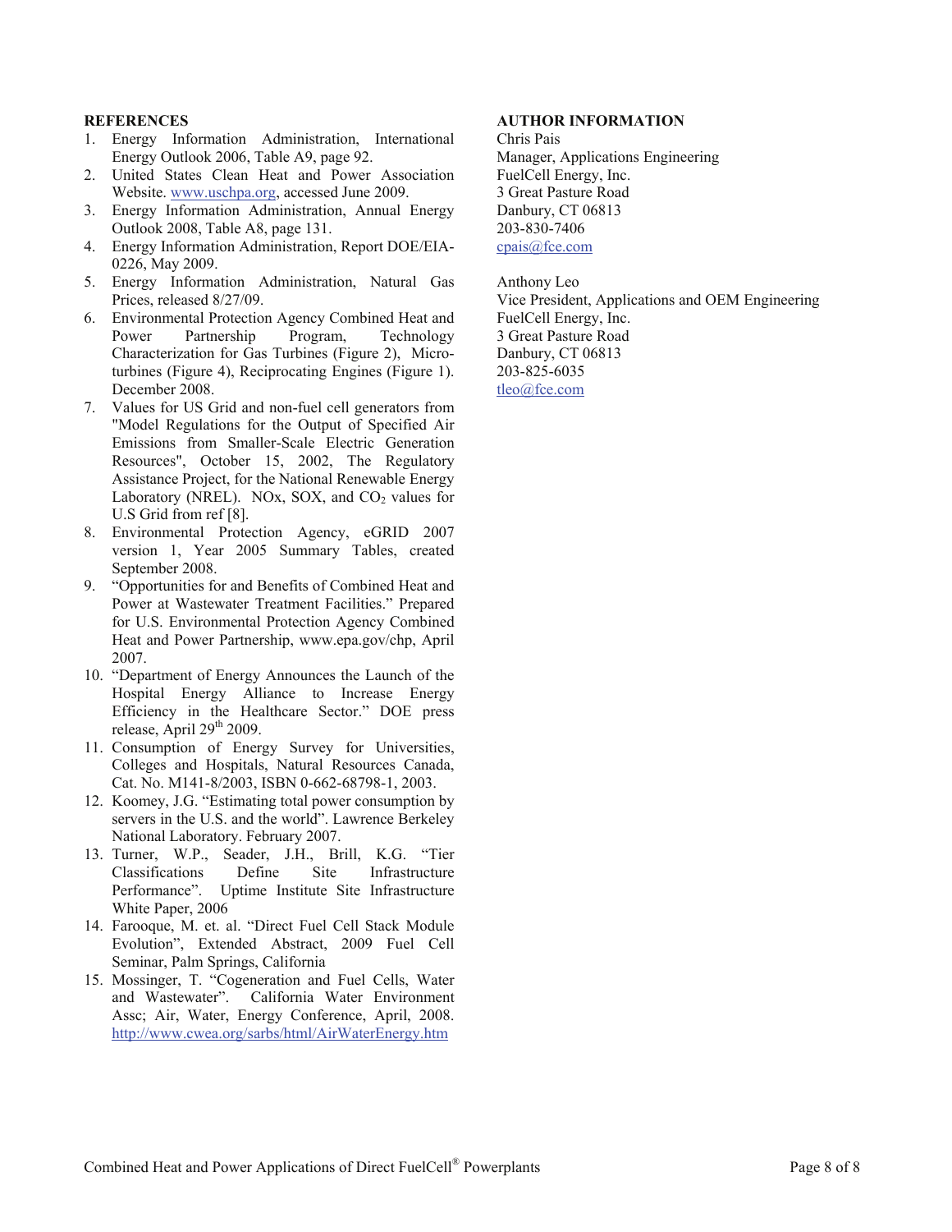## REFERENCES

1. Energy Information Administration, International Energy Outlook 2006, Table A9, page 92.
2. United States Clean Heat and Power Association Website. www.uschpa.org, accessed June 2009.
3. Energy Information Administration, Annual Energy Outlook 2008, Table A8, page 131.
4. Energy Information Administration, Report DOE/EIA-0226, May 2009.
5. Energy Information Administration, Natural Gas Prices, released 8/27/09.
6. Environmental Protection Agency Combined Heat and Power Partnership Program, Technology Characterization for Gas Turbines (Figure 2), Micro-turbines (Figure 4), Reciprocating Engines (Figure 1). December 2008.
7. Values for US Grid and non-fuel cell generators from "Model Regulations for the Output of Specified Air Emissions from Smaller-Scale Electric Generation Resources", October 15, 2002, The Regulatory Assistance Project, for the National Renewable Energy Laboratory (NREL). NOx, SOX, and $CO_2$ values for U.S Grid from ref [8].
8. Environmental Protection Agency, eGRID 2007 version 1, Year 2005 Summary Tables, created September 2008.
9. "Opportunities for and Benefits of Combined Heat and Power at Wastewater Treatment Facilities." Prepared for U.S. Environmental Protection Agency Combined Heat and Power Partnership, www.epa.gov/chp, April 2007.
10. "Department of Energy Announces the Launch of the Hospital Energy Alliance to Increase Energy Efficiency in the Healthcare Sector." DOE press release, April 29th 2009.
11. Consumption of Energy Survey for Universities, Colleges and Hospitals, Natural Resources Canada, Cat. No. M141-8/2003, ISBN 0-662-68798-1, 2003.
12. Koomey, J.G. "Estimating total power consumption by servers in the U.S. and the world". Lawrence Berkeley National Laboratory. February 2007.
13. Turner, W.P., Seader, J.H., Brill, K.G. "Tier Classifications Define Site Infrastructure Performance". Uptime Institute Site Infrastructure White Paper, 2006
14. Farooque, M. et. al. "Direct Fuel Cell Stack Module Evolution", Extended Abstract, 2009 Fuel Cell Seminar, Palm Springs, California
15. Mossinger, T. "Cogeneration and Fuel Cells, Water and Wastewater". California Water Environment Assc; Air, Water, Energy Conference, April, 2008. http://www.cwea.org/sarbs/html/AirWaterEnergy.htm

## AUTHOR INFORMATION

Chris Pais
Manager, Applications Engineering
FuelCell Energy, Inc.
3 Great Pasture Road
Danbury, CT 06813
203-830-7406
cpais@fce.com

Anthony Leo
Vice President, Applications and OEM Engineering
FuelCell Energy, Inc.
3 Great Pasture Road
Danbury, CT 06813
203-825-6035
tleo@fce.com